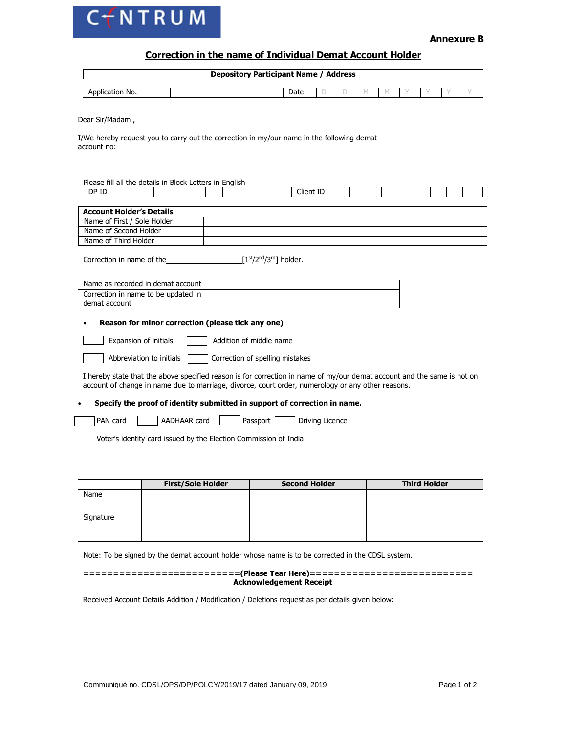CENTRUM

**Annexure B**

## Correction in the name of Individual Demat Account Holder

| Depository Participant Name / Address |
|---|

| Application No. | | Date | D | D | M | M | Y | Y | Y | Y |
|---|---|---|---|---|---|---|---|---|---|---|

Dear Sir/Madam ,

I/We hereby request you to carry out the correction in my/our name in the following demat account no:

Please fill all the details in Block Letters in English

| DP ID | | | | | | | | | Client ID | | | | | | | | |
|---|---|---|---|---|---|---|---|---|---|---|---|---|---|---|---|---|---|

| **Account Holder's Details** | |
|---|---|
| Name of First / Sole Holder | |
| Name of Second Holder | |
| Name of Third Holder | |

Correction in name of the________________[1st/2nd/3rd] holder.

| Name as recorded in demat account | |
|---|---|
| Correction in name to be updated in demat account | |

- **Reason for minor correction (please tick any one)**

☐ Expansion of initials ☐ Addition of middle name

☐ Abbreviation to initials ☐ Correction of spelling mistakes

I hereby state that the above specified reason is for correction in name of my/our demat account and the same is not on account of change in name due to marriage, divorce, court order, numerology or any other reasons.

- **Specify the proof of identity submitted in support of correction in name.**

☐ PAN card ☐ AADHAAR card ☐ Passport ☐ Driving Licence

☐ Voter's identity card issued by the Election Commission of India

| | First/Sole Holder | Second Holder | Third Holder |
|---|---|---|---|
| Name | | | |
| Signature | | | |

Note: To be signed by the demat account holder whose name is to be corrected in the CDSL system.

=========================(Please Tear Here)==========================

**Acknowledgement Receipt**

Received Account Details Addition / Modification / Deletions request as per details given below:

Communiqué no. CDSL/OPS/DP/POLCY/2019/17 dated January 09, 2019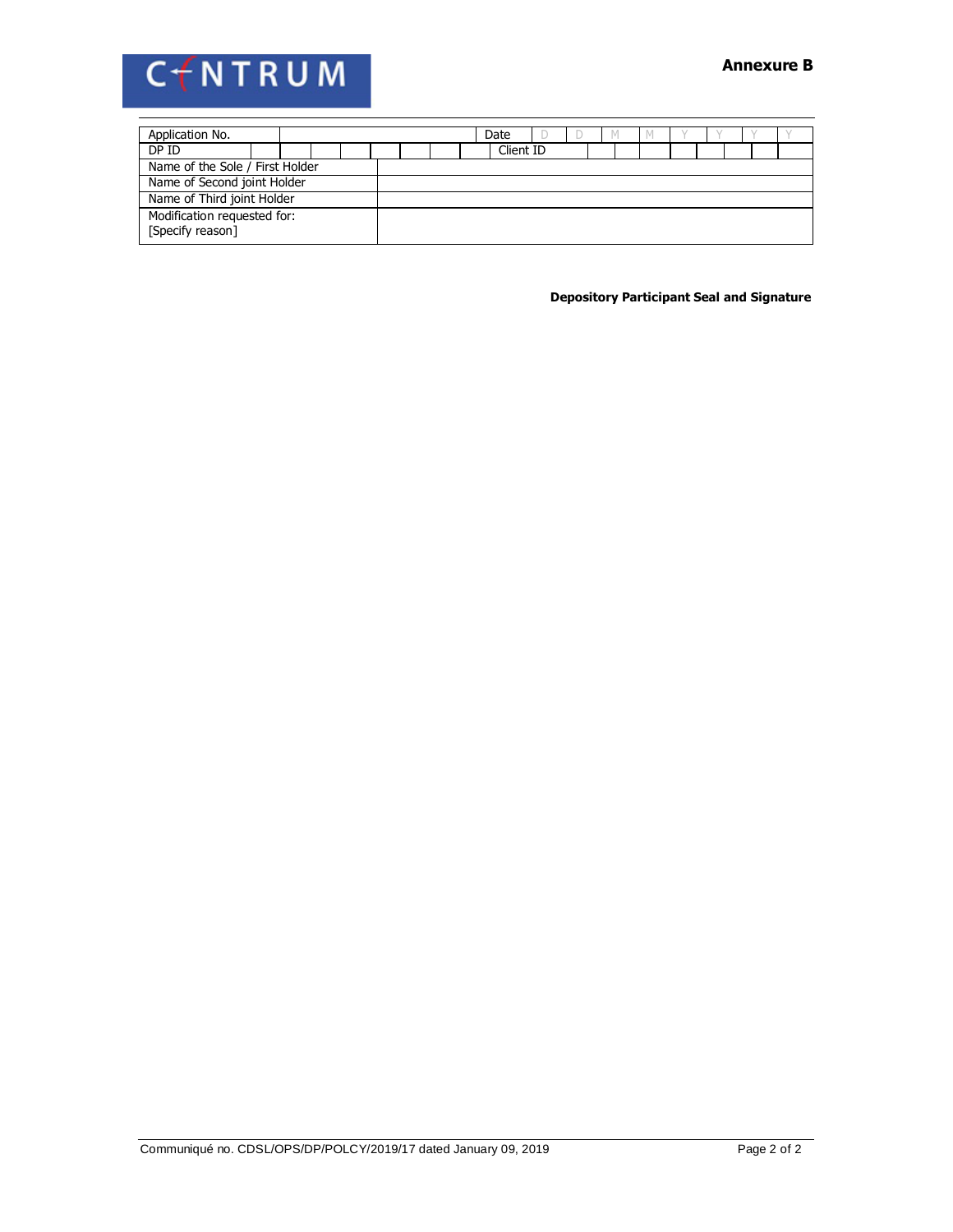CENTRUM

**Annexure B**

| | | | | | | | | | | | | | | | | | | | | | |
|---|---|---|---|---|---|---|---|---|---|---|---|---|---|---|---|---|---|---|---|---|---|
| Application No. | | | | | | | | | | Date | | D | | D | | M | M | Y | Y | Y | Y |
| DP ID | | | | | | | | | | | | Client ID | | | | | | | | | |
| Name of the Sole / First Holder | | | | | | | | | | | | | | | | | | | | | |
| Name of Second joint Holder | | | | | | | | | | | | | | | | | | | | | |
| Name of Third joint Holder | | | | | | | | | | | | | | | | | | | | | |
| Modification requested for: [Specify reason] | | | | | | | | | | | | | | | | | | | | | |

**Depository Participant Seal and Signature**

Communiqué no. CDSL/OPS/DP/POLCY/2019/17 dated January 09, 2019